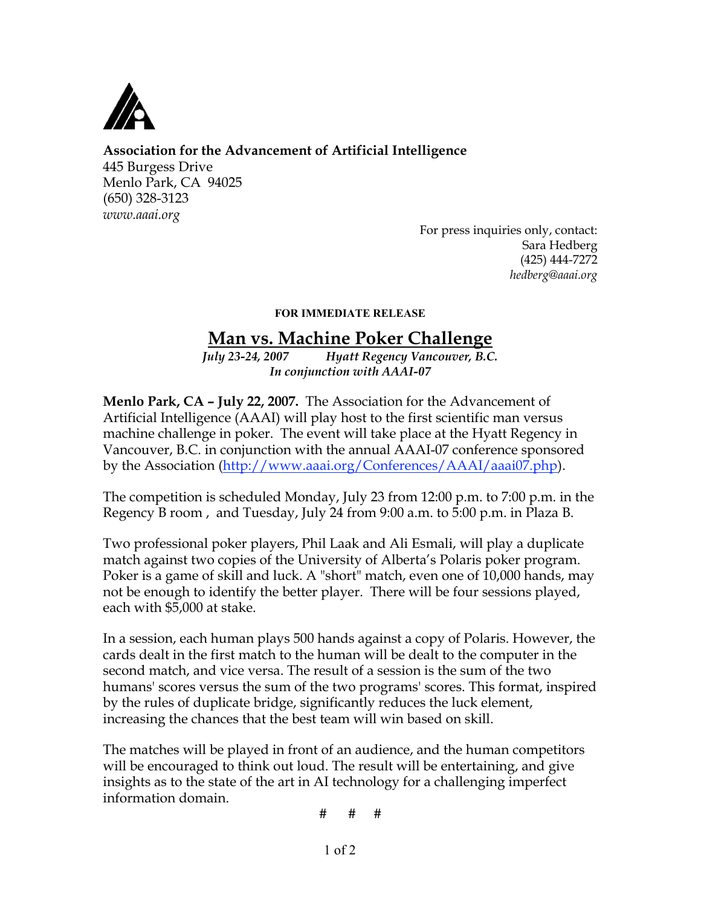**Association for the Advancement of Artificial Intelligence**
445 Burgess Drive
Menlo Park, CA 94025
(650) 328-3123
*www.aaai.org*

For press inquiries only, contact:
Sara Hedberg
(425) 444-7272
*hedberg@aaai.org*

**FOR IMMEDIATE RELEASE**

# Man vs. Machine Poker Challenge

*July 23-24, 2007 Hyatt Regency Vancouver, B.C.*
*In conjunction with AAAI-07*

**Menlo Park, CA – July 22, 2007.** The Association for the Advancement of Artificial Intelligence (AAAI) will play host to the first scientific man versus machine challenge in poker. The event will take place at the Hyatt Regency in Vancouver, B.C. in conjunction with the annual AAAI-07 conference sponsored by the Association (http://www.aaai.org/Conferences/AAAI/aaai07.php).

The competition is scheduled Monday, July 23 from 12:00 p.m. to 7:00 p.m. in the Regency B room , and Tuesday, July 24 from 9:00 a.m. to 5:00 p.m. in Plaza B.

Two professional poker players, Phil Laak and Ali Esmali, will play a duplicate match against two copies of the University of Alberta's Polaris poker program. Poker is a game of skill and luck. A "short" match, even one of 10,000 hands, may not be enough to identify the better player. There will be four sessions played, each with $5,000 at stake.

In a session, each human plays 500 hands against a copy of Polaris. However, the cards dealt in the first match to the human will be dealt to the computer in the second match, and vice versa. The result of a session is the sum of the two humans' scores versus the sum of the two programs' scores. This format, inspired by the rules of duplicate bridge, significantly reduces the luck element, increasing the chances that the best team will win based on skill.

The matches will be played in front of an audience, and the human competitors will be encouraged to think out loud. The result will be entertaining, and give insights as to the state of the art in AI technology for a challenging imperfect information domain.

# # #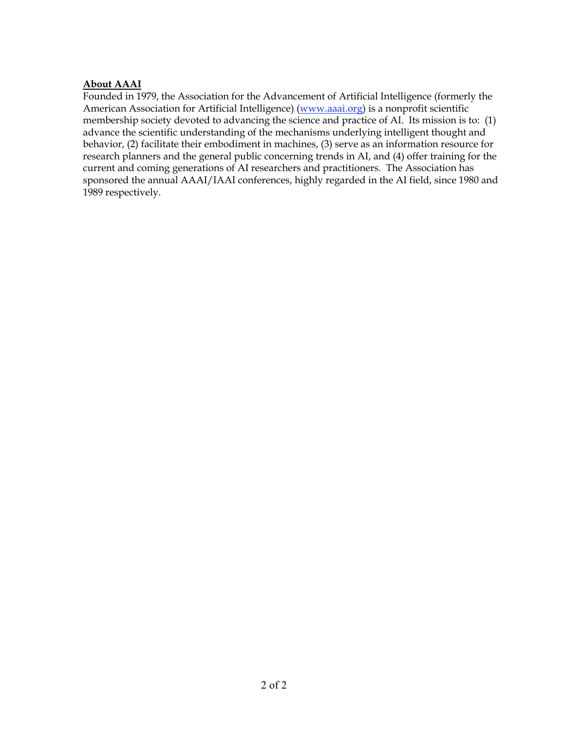**About AAAI**

Founded in 1979, the Association for the Advancement of Artificial Intelligence (formerly the American Association for Artificial Intelligence) ([www.aaai.org](www.aaai.org)) is a nonprofit scientific membership society devoted to advancing the science and practice of AI. Its mission is to: (1) advance the scientific understanding of the mechanisms underlying intelligent thought and behavior, (2) facilitate their embodiment in machines, (3) serve as an information resource for research planners and the general public concerning trends in AI, and (4) offer training for the current and coming generations of AI researchers and practitioners. The Association has sponsored the annual AAAI/IAAI conferences, highly regarded in the AI field, since 1980 and 1989 respectively.